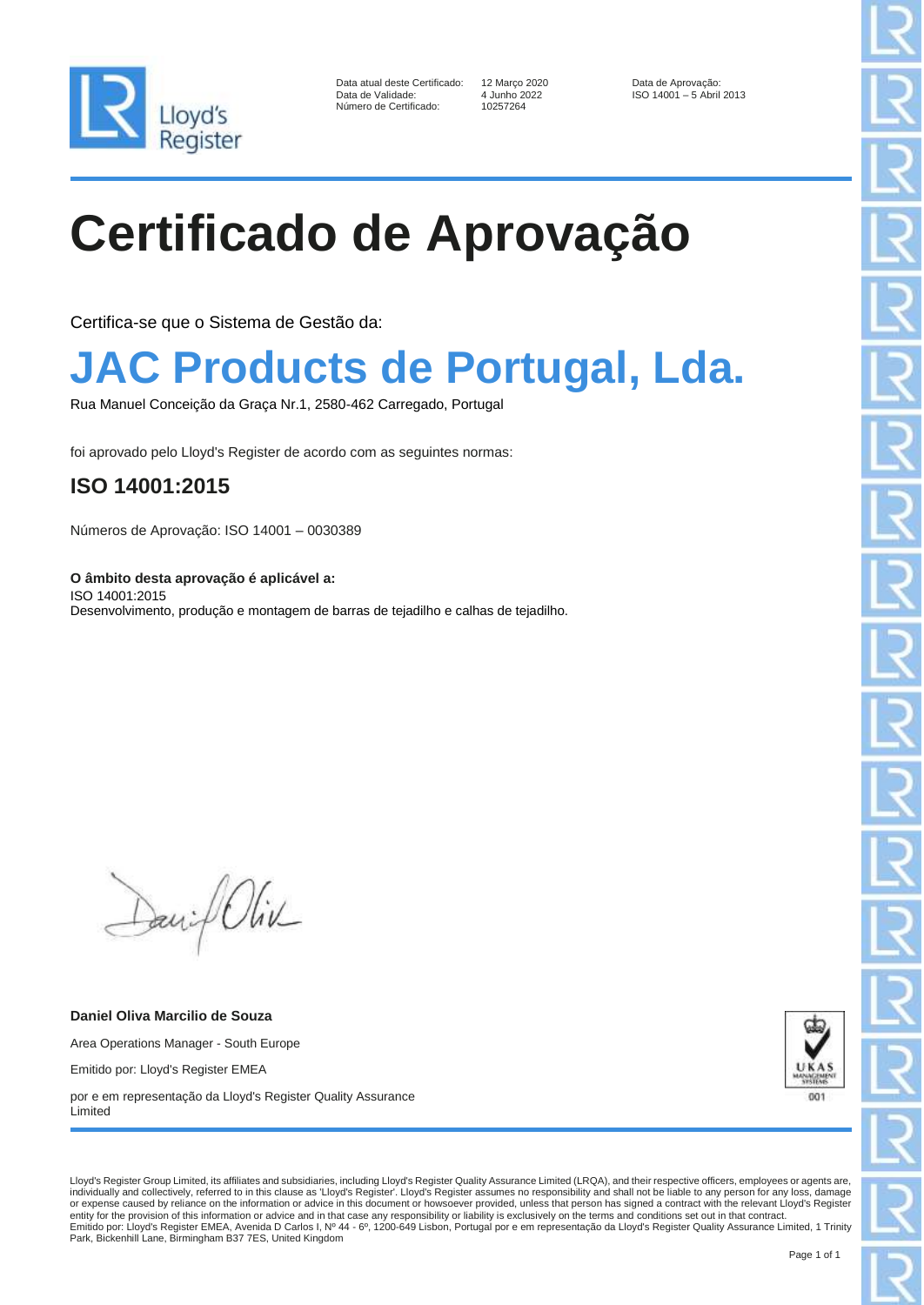Data atual deste Certificado: 12 Março 2020
Data de Validade: 4 Junho 2022
Número de Certificado: 10257264

Data de Aprovação:
ISO 14001 – 5 Abril 2013

# Certificado de Aprovação

Certifica-se que o Sistema de Gestão da:

## JAC Products de Portugal, Lda.

Rua Manuel Conceição da Graça Nr.1, 2580-462 Carregado, Portugal

foi aprovado pelo Lloyd's Register de acordo com as seguintes normas:

### ISO 14001:2015

Números de Aprovação: ISO 14001 – 0030389

**O âmbito desta aprovação é aplicável a:**
ISO 14001:2015
Desenvolvimento, produção e montagem de barras de tejadilho e calhas de tejadilho.

**Daniel Oliva Marcilio de Souza**

Area Operations Manager - South Europe

Emitido por: Lloyd's Register EMEA

por e em representação da Lloyd's Register Quality Assurance Limited

Lloyd's Register Group Limited, its affiliates and subsidiaries, including Lloyd's Register Quality Assurance Limited (LRQA), and their respective officers, employees or agents are, individually and collectively, referred to in this clause as 'Lloyd's Register'. Lloyd's Register assumes no responsibility and shall not be liable to any person for any loss, damage or expense caused by reliance on the information or advice in this document or howsoever provided, unless that person has signed a contract with the relevant Lloyd's Register entity for the provision of this information or advice and in that case any responsibility or liability is exclusively on the terms and conditions set out in that contract.
Emitido por: Lloyd's Register EMEA, Avenida D Carlos I, Nº 44 - 6º, 1200-649 Lisbon, Portugal por e em representação da Lloyd's Register Quality Assurance Limited, 1 Trinity Park, Bickenhill Lane, Birmingham B37 7ES, United Kingdom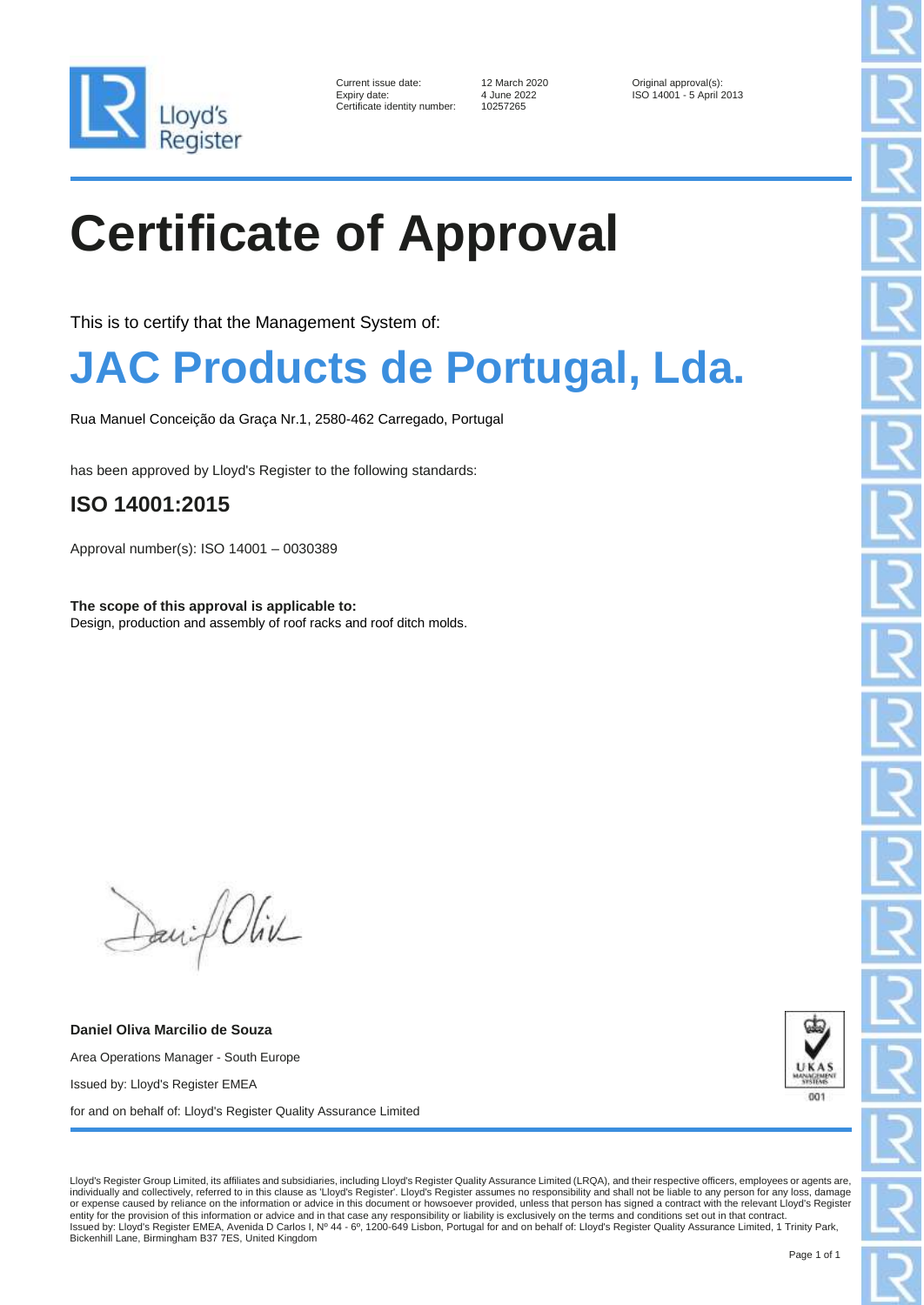Current issue date: 12 March 2020
Expiry date: 4 June 2022
Certificate identity number: 10257265

Original approval(s):
ISO 14001 - 5 April 2013

# Certificate of Approval

This is to certify that the Management System of:

## JAC Products de Portugal, Lda.

Rua Manuel Conceição da Graça Nr.1, 2580-462 Carregado, Portugal

has been approved by Lloyd's Register to the following standards:

### ISO 14001:2015

Approval number(s): ISO 14001 – 0030389

**The scope of this approval is applicable to:**
Design, production and assembly of roof racks and roof ditch molds.

**Daniel Oliva Marcilio de Souza**

Area Operations Manager - South Europe

Issued by: Lloyd's Register EMEA

for and on behalf of: Lloyd's Register Quality Assurance Limited

UKAS MANAGEMENT SYSTEMS 001

Lloyd's Register Group Limited, its affiliates and subsidiaries, including Lloyd's Register Quality Assurance Limited (LRQA), and their respective officers, employees or agents are, individually and collectively, referred to in this clause as 'Lloyd's Register'. Lloyd's Register assumes no responsibility and shall not be liable to any person for any loss, damage or expense caused by reliance on the information or advice in this document or howsoever provided, unless that person has signed a contract with the relevant Lloyd's Register entity for the provision of this information or advice and in that case any responsibility or liability is exclusively on the terms and conditions set out in that contract.
Issued by: Lloyd's Register EMEA, Avenida D Carlos I, Nº 44 - 6º, 1200-649 Lisbon, Portugal for and on behalf of: Lloyd's Register Quality Assurance Limited, 1 Trinity Park, Bickenhill Lane, Birmingham B37 7ES, United Kingdom